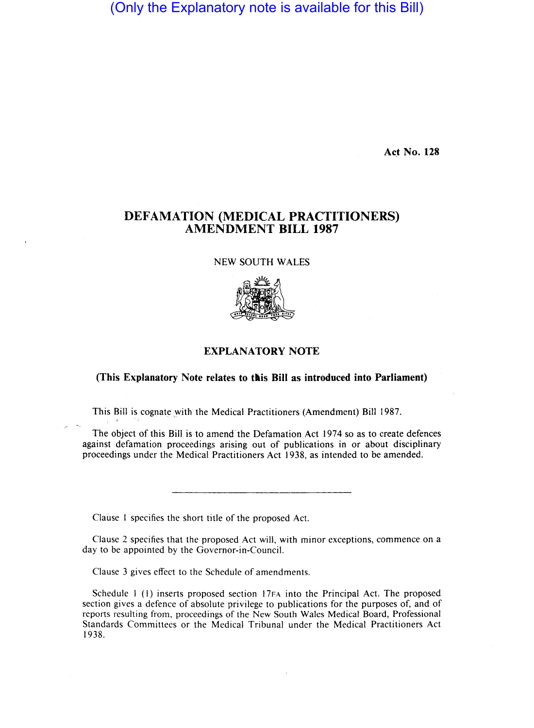(Only the Explanatory note is available for this Bill)

Act No. 128

# DEFAMATION (MEDICAL PRACTITIONERS) AMENDMENT BILL 1987

NEW SOUTH WALES

## EXPLANATORY NOTE

**(This Explanatory Note relates to this Bill as introduced into Parliament)**

This Bill is cognate with the Medical Practitioners (Amendment) Bill 1987.

The object of this Bill is to amend the Defamation Act 1974 so as to create defences against defamation proceedings arising out of publications in or about disciplinary proceedings under the Medical Practitioners Act 1938, as intended to be amended.

---

Clause 1 specifies the short title of the proposed Act.

Clause 2 specifies that the proposed Act will, with minor exceptions, commence on a day to be appointed by the Governor-in-Council.

Clause 3 gives effect to the Schedule of amendments.

Schedule 1 (1) inserts proposed section 17FA into the Principal Act. The proposed section gives a defence of absolute privilege to publications for the purposes of, and of reports resulting from, proceedings of the New South Wales Medical Board, Professional Standards Committees or the Medical Tribunal under the Medical Practitioners Act 1938.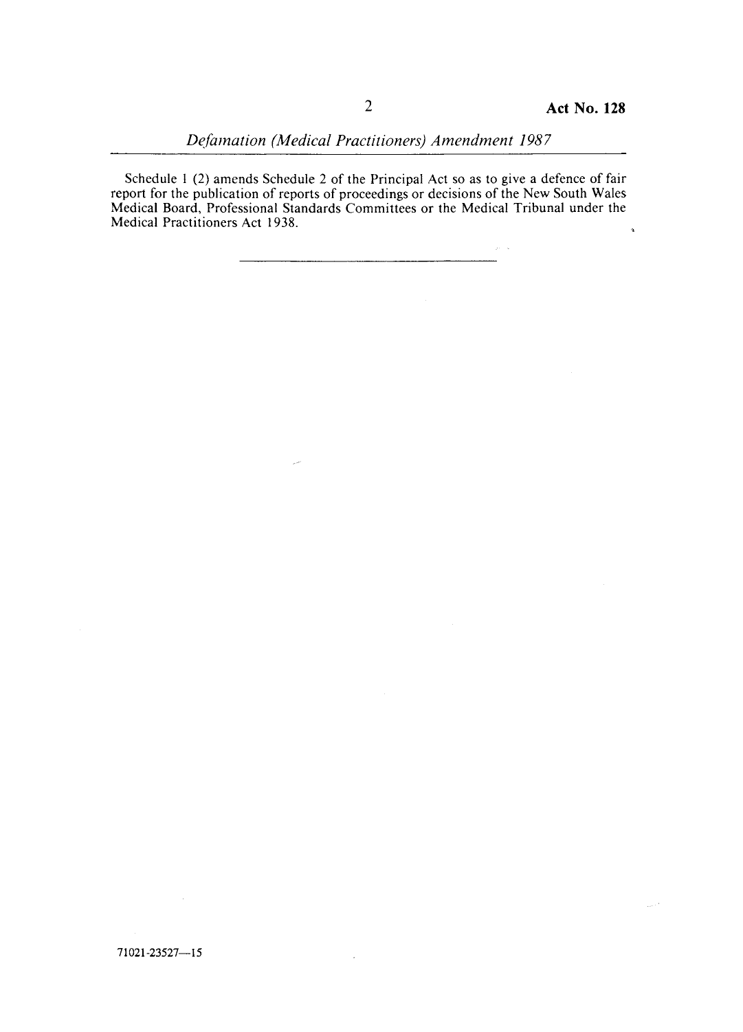Schedule 1 (2) amends Schedule 2 of the Principal Act so as to give a defence of fair report for the publication of reports of proceedings or decisions of the New South Wales Medical Board, Professional Standards Committees or the Medical Tribunal under the Medical Practitioners Act 1938.

---

71021-23527—15